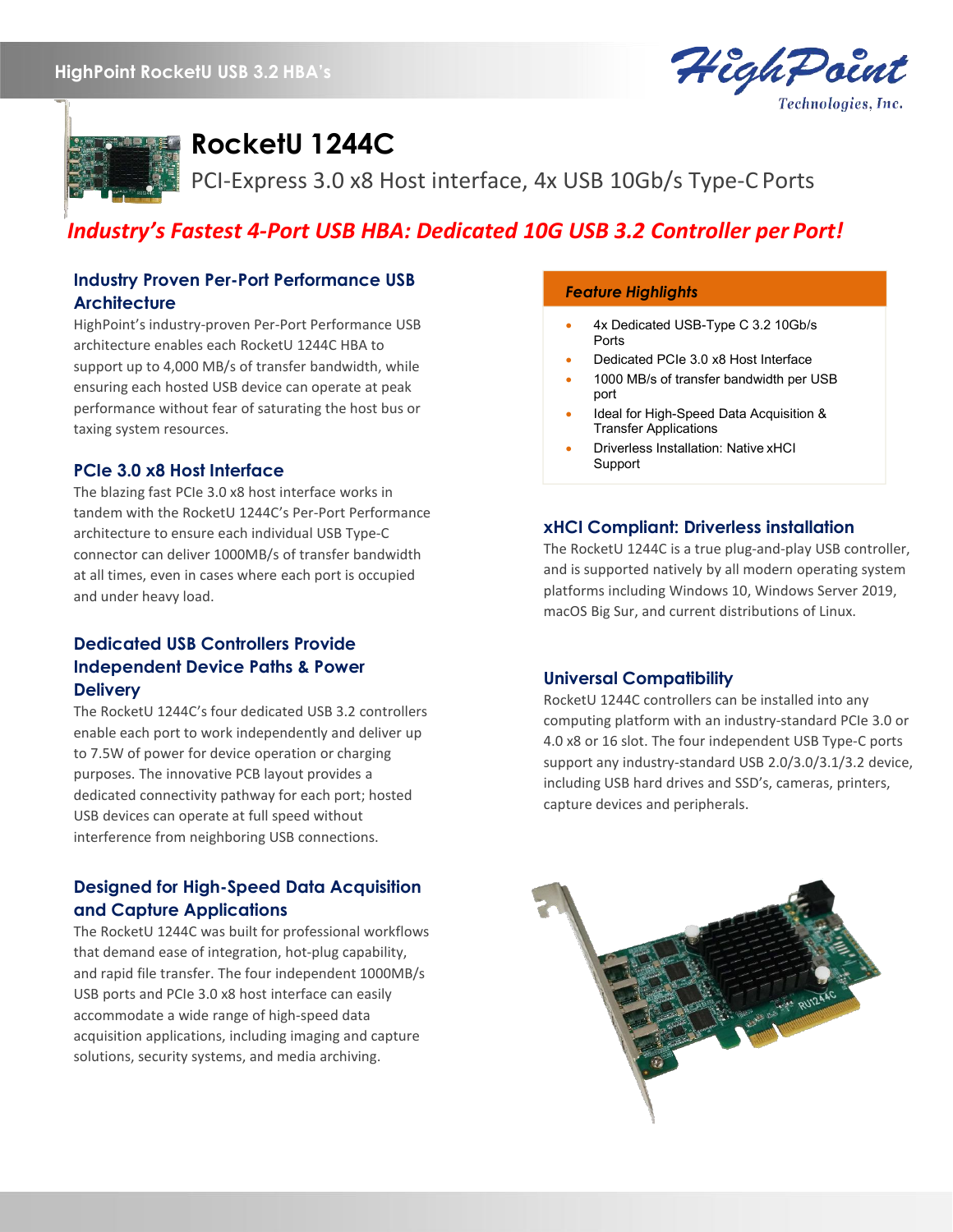# RocketU 1244C

PCI-Express 3.0 x8 Host interface, 4x USB 10Gb/s Type-C Ports

***Industry's Fastest 4-Port USB HBA: Dedicated 10G USB 3.2 Controller per Port!***

## Industry Proven Per-Port Performance USB Architecture

HighPoint's industry-proven Per-Port Performance USB architecture enables each RocketU 1244C HBA to support up to 4,000 MB/s of transfer bandwidth, while ensuring each hosted USB device can operate at peak performance without fear of saturating the host bus or taxing system resources.

## PCIe 3.0 x8 Host Interface

The blazing fast PCIe 3.0 x8 host interface works in tandem with the RocketU 1244C's Per-Port Performance architecture to ensure each individual USB Type-C connector can deliver 1000MB/s of transfer bandwidth at all times, even in cases where each port is occupied and under heavy load.

## Dedicated USB Controllers Provide Independent Device Paths & Power Delivery

The RocketU 1244C's four dedicated USB 3.2 controllers enable each port to work independently and deliver up to 7.5W of power for device operation or charging purposes. The innovative PCB layout provides a dedicated connectivity pathway for each port; hosted USB devices can operate at full speed without interference from neighboring USB connections.

## Designed for High-Speed Data Acquisition and Capture Applications

The RocketU 1244C was built for professional workflows that demand ease of integration, hot-plug capability, and rapid file transfer. The four independent 1000MB/s USB ports and PCIe 3.0 x8 host interface can easily accommodate a wide range of high-speed data acquisition applications, including imaging and capture solutions, security systems, and media archiving.

### *Feature Highlights*

- 4x Dedicated USB-Type C 3.2 10Gb/s Ports
- Dedicated PCIe 3.0 x8 Host Interface
- 1000 MB/s of transfer bandwidth per USB port
- Ideal for High-Speed Data Acquisition & Transfer Applications
- Driverless Installation: Native xHCI Support

## xHCI Compliant: Driverless installation

The RocketU 1244C is a true plug-and-play USB controller, and is supported natively by all modern operating system platforms including Windows 10, Windows Server 2019, macOS Big Sur, and current distributions of Linux.

## Universal Compatibility

RocketU 1244C controllers can be installed into any computing platform with an industry-standard PCIe 3.0 or 4.0 x8 or 16 slot. The four independent USB Type-C ports support any industry-standard USB 2.0/3.0/3.1/3.2 device, including USB hard drives and SSD's, cameras, printers, capture devices and peripherals.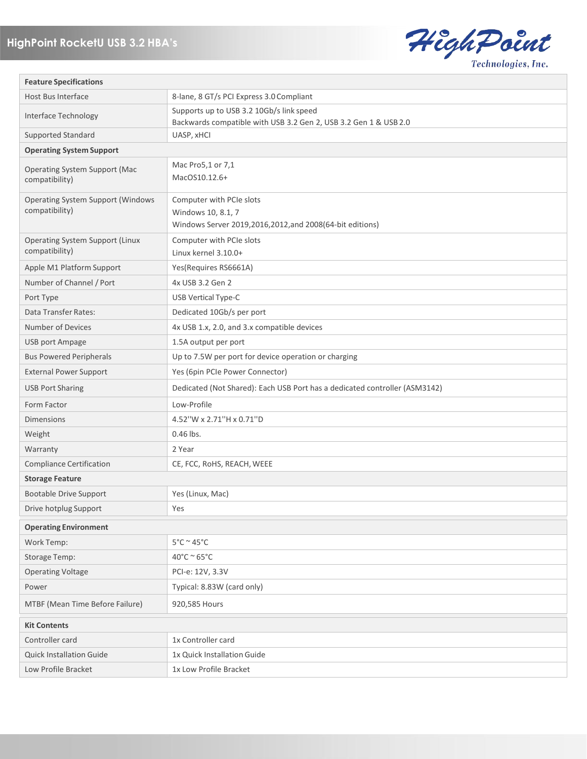| Feature Specifications | |
|---|---|
| Host Bus Interface | 8-lane, 8 GT/s PCI Express 3.0 Compliant |
| Interface Technology | Supports up to USB 3.2 10Gb/s link speed<br>Backwards compatible with USB 3.2 Gen 2, USB 3.2 Gen 1 & USB 2.0 |
| Supported Standard | UASP, xHCI |
| **Operating System Support** | |
| Operating System Support (Mac compatibility) | Mac Pro5,1 or 7,1<br>MacOS10.12.6+ |
| Operating System Support (Windows compatibility) | Computer with PCIe slots<br>Windows 10, 8.1, 7<br>Windows Server 2019,2016,2012,and 2008(64-bit editions) |
| Operating System Support (Linux compatibility) | Computer with PCIe slots<br>Linux kernel 3.10.0+ |
| Apple M1 Platform Support | Yes(Requires RS6661A) |
| Number of Channel / Port | 4x USB 3.2 Gen 2 |
| Port Type | USB Vertical Type-C |
| Data Transfer Rates: | Dedicated 10Gb/s per port |
| Number of Devices | 4x USB 1.x, 2.0, and 3.x compatible devices |
| USB port Ampage | 1.5A output per port |
| Bus Powered Peripherals | Up to 7.5W per port for device operation or charging |
| External Power Support | Yes (6pin PCIe Power Connector) |
| USB Port Sharing | Dedicated (Not Shared): Each USB Port has a dedicated controller (ASM3142) |
| Form Factor | Low-Profile |
| Dimensions | 4.52''W x 2.71''H x 0.71''D |
| Weight | 0.46 lbs. |
| Warranty | 2 Year |
| Compliance Certification | CE, FCC, RoHS, REACH, WEEE |
| **Storage Feature** | |
| Bootable Drive Support | Yes (Linux, Mac) |
| Drive hotplug Support | Yes |

| Operating Environment | |
|---|---|
| Work Temp: | 5°C ~ 45°C |
| Storage Temp: | 40°C ~ 65°C |
| Operating Voltage | PCI-e: 12V, 3.3V |
| Power | Typical: 8.83W (card only) |
| MTBF (Mean Time Before Failure) | 920,585 Hours |

| Kit Contents | |
|---|---|
| Controller card | 1x Controller card |
| Quick Installation Guide | 1x Quick Installation Guide |
| Low Profile Bracket | 1x Low Profile Bracket |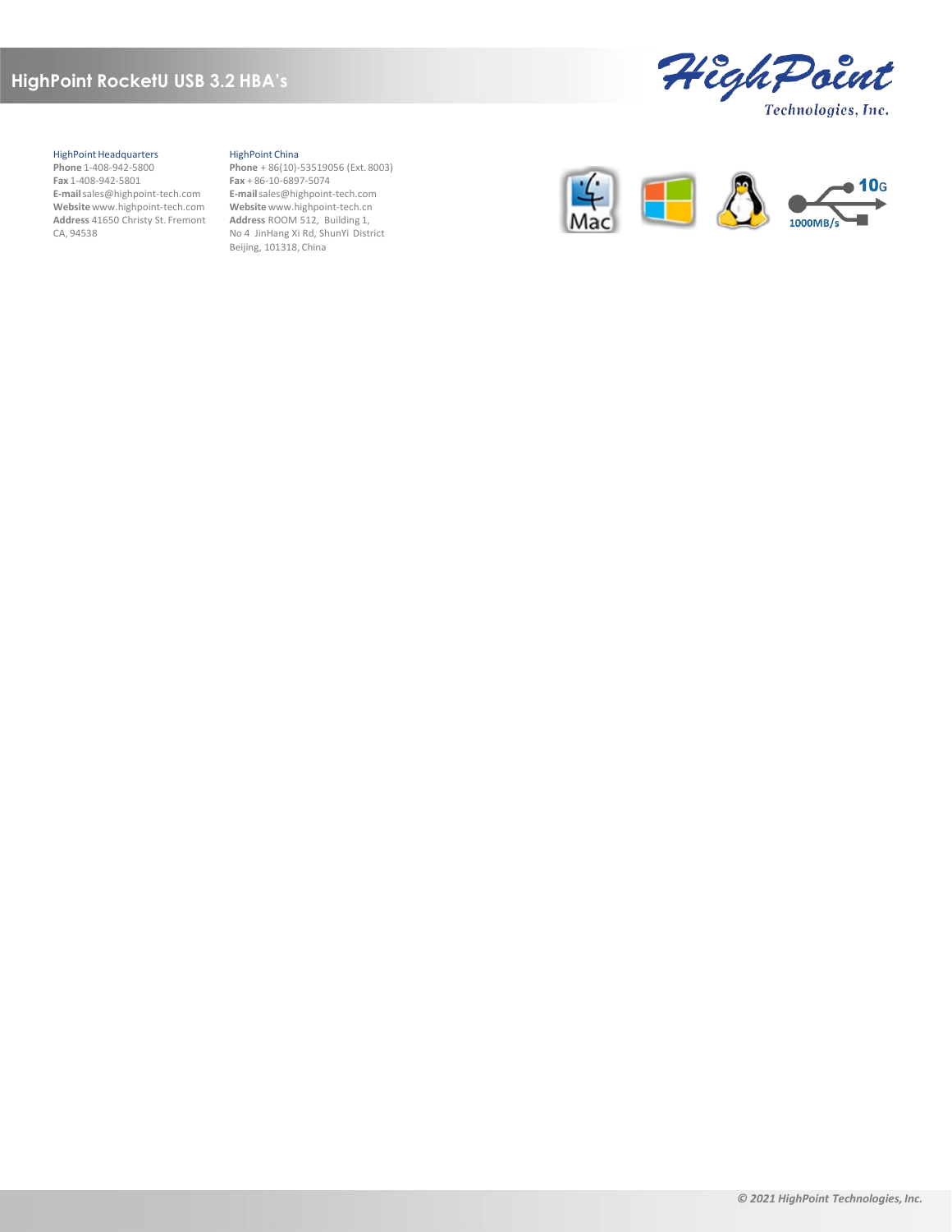**HighPoint Headquarters**
**Phone** 1-408-942-5800
**Fax** 1-408-942-5801
**E-mail** sales@highpoint-tech.com
**Website** www.highpoint-tech.com
**Address** 41650 Christy St. Fremont CA, 94538

**HighPoint China**
**Phone** + 86(10)-53519056 (Ext. 8003)
**Fax** + 86-10-6897-5074
**E-mail** sales@highpoint-tech.com
**Website** www.highpoint-tech.cn
**Address** ROOM 512, Building 1, No 4 JinHang Xi Rd, ShunYi District Beijing, 101318, China

10G
1000MB/s

*© 2021 HighPoint Technologies, Inc.*